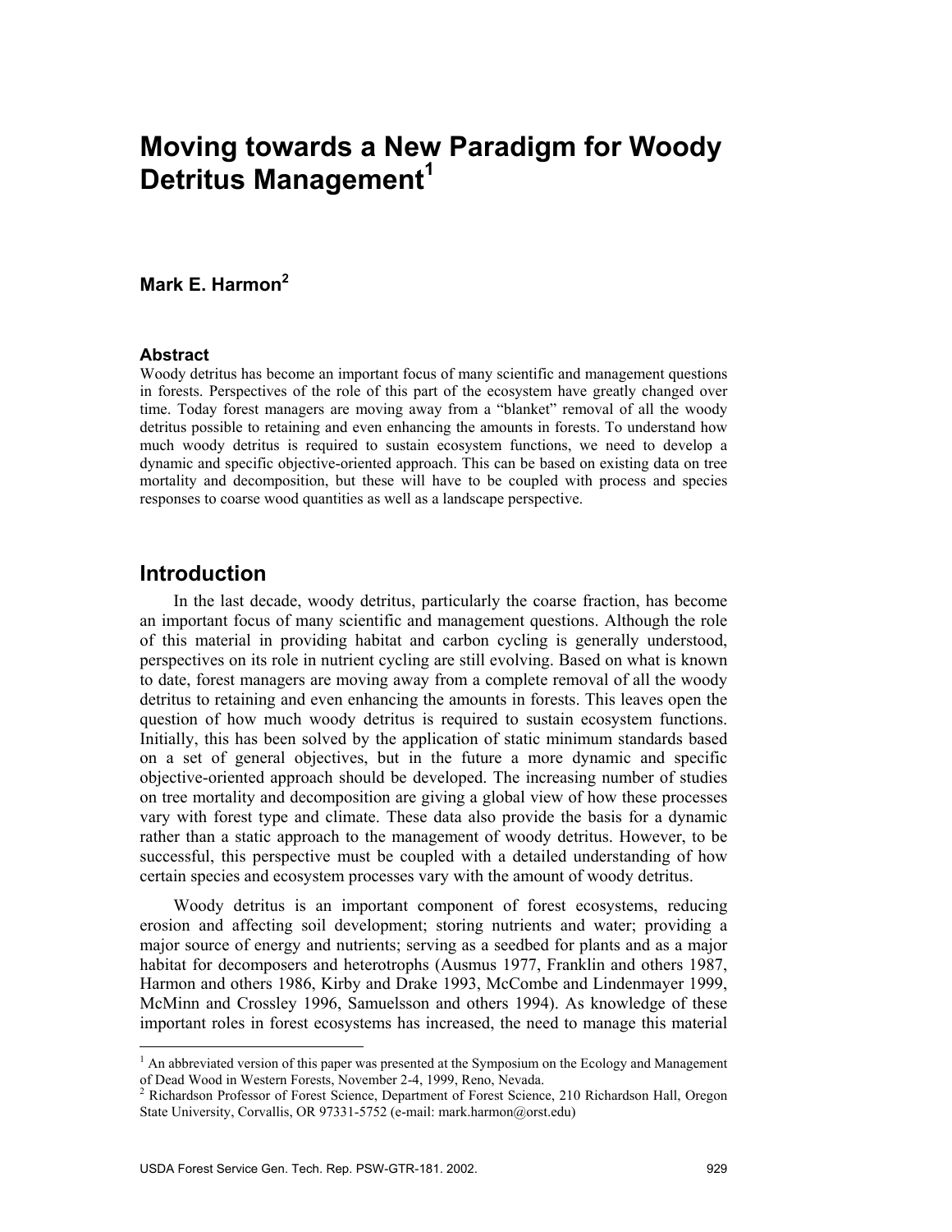# Moving towards a New Paradigm for Woody Detritus Management[1]

**Mark E. Harmon[2]**

### Abstract

Woody detritus has become an important focus of many scientific and management questions in forests. Perspectives of the role of this part of the ecosystem have greatly changed over time. Today forest managers are moving away from a "blanket" removal of all the woody detritus possible to retaining and even enhancing the amounts in forests. To understand how much woody detritus is required to sustain ecosystem functions, we need to develop a dynamic and specific objective-oriented approach. This can be based on existing data on tree mortality and decomposition, but these will have to be coupled with process and species responses to coarse wood quantities as well as a landscape perspective.

## Introduction

In the last decade, woody detritus, particularly the coarse fraction, has become an important focus of many scientific and management questions. Although the role of this material in providing habitat and carbon cycling is generally understood, perspectives on its role in nutrient cycling are still evolving. Based on what is known to date, forest managers are moving away from a complete removal of all the woody detritus to retaining and even enhancing the amounts in forests. This leaves open the question of how much woody detritus is required to sustain ecosystem functions. Initially, this has been solved by the application of static minimum standards based on a set of general objectives, but in the future a more dynamic and specific objective-oriented approach should be developed. The increasing number of studies on tree mortality and decomposition are giving a global view of how these processes vary with forest type and climate. These data also provide the basis for a dynamic rather than a static approach to the management of woody detritus. However, to be successful, this perspective must be coupled with a detailed understanding of how certain species and ecosystem processes vary with the amount of woody detritus.

Woody detritus is an important component of forest ecosystems, reducing erosion and affecting soil development; storing nutrients and water; providing a major source of energy and nutrients; serving as a seedbed for plants and as a major habitat for decomposers and heterotrophs (Ausmus 1977, Franklin and others 1987, Harmon and others 1986, Kirby and Drake 1993, McCombe and Lindenmayer 1999, McMinn and Crossley 1996, Samuelsson and others 1994). As knowledge of these important roles in forest ecosystems has increased, the need to manage this material

---

[1] An abbreviated version of this paper was presented at the Symposium on the Ecology and Management of Dead Wood in Western Forests, November 2-4, 1999, Reno, Nevada.

[2] Richardson Professor of Forest Science, Department of Forest Science, 210 Richardson Hall, Oregon State University, Corvallis, OR 97331-5752 (e-mail: mark.harmon@orst.edu)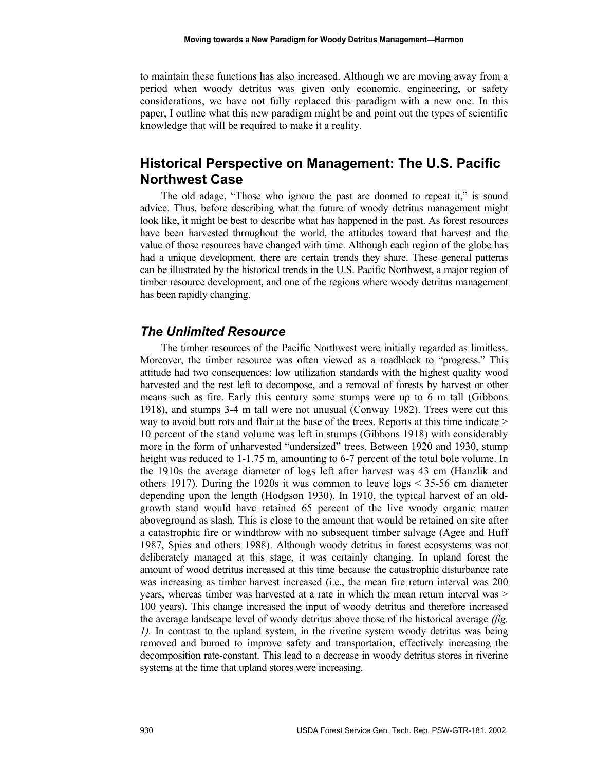to maintain these functions has also increased. Although we are moving away from a period when woody detritus was given only economic, engineering, or safety considerations, we have not fully replaced this paradigm with a new one. In this paper, I outline what this new paradigm might be and point out the types of scientific knowledge that will be required to make it a reality.

## Historical Perspective on Management: The U.S. Pacific Northwest Case

The old adage, "Those who ignore the past are doomed to repeat it," is sound advice. Thus, before describing what the future of woody detritus management might look like, it might be best to describe what has happened in the past. As forest resources have been harvested throughout the world, the attitudes toward that harvest and the value of those resources have changed with time. Although each region of the globe has had a unique development, there are certain trends they share. These general patterns can be illustrated by the historical trends in the U.S. Pacific Northwest, a major region of timber resource development, and one of the regions where woody detritus management has been rapidly changing.

### *The Unlimited Resource*

The timber resources of the Pacific Northwest were initially regarded as limitless. Moreover, the timber resource was often viewed as a roadblock to "progress." This attitude had two consequences: low utilization standards with the highest quality wood harvested and the rest left to decompose, and a removal of forests by harvest or other means such as fire. Early this century some stumps were up to 6 m tall (Gibbons 1918), and stumps 3-4 m tall were not unusual (Conway 1982). Trees were cut this way to avoid butt rots and flair at the base of the trees. Reports at this time indicate > 10 percent of the stand volume was left in stumps (Gibbons 1918) with considerably more in the form of unharvested "undersized" trees. Between 1920 and 1930, stump height was reduced to 1-1.75 m, amounting to 6-7 percent of the total bole volume. In the 1910s the average diameter of logs left after harvest was 43 cm (Hanzlik and others 1917). During the 1920s it was common to leave logs < 35-56 cm diameter depending upon the length (Hodgson 1930). In 1910, the typical harvest of an old-growth stand would have retained 65 percent of the live woody organic matter aboveground as slash. This is close to the amount that would be retained on site after a catastrophic fire or windthrow with no subsequent timber salvage (Agee and Huff 1987, Spies and others 1988). Although woody detritus in forest ecosystems was not deliberately managed at this stage, it was certainly changing. In upland forest the amount of wood detritus increased at this time because the catastrophic disturbance rate was increasing as timber harvest increased (i.e., the mean fire return interval was 200 years, whereas timber was harvested at a rate in which the mean return interval was > 100 years). This change increased the input of woody detritus and therefore increased the average landscape level of woody detritus above those of the historical average *(fig. 1).* In contrast to the upland system, in the riverine system woody detritus was being removed and burned to improve safety and transportation, effectively increasing the decomposition rate-constant. This lead to a decrease in woody detritus stores in riverine systems at the time that upland stores were increasing.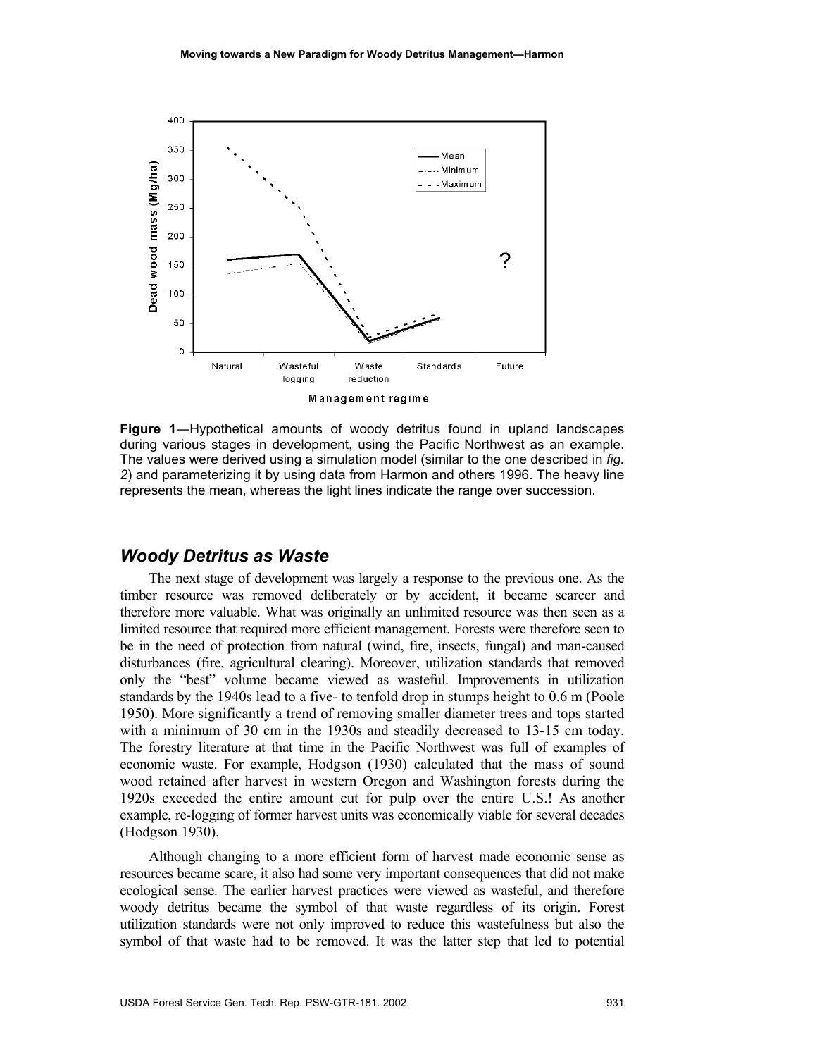**Figure 1**—Hypothetical amounts of woody detritus found in upland landscapes during various stages in development, using the Pacific Northwest as an example. The values were derived using a simulation model (similar to the one described in *fig. 2*) and parameterizing it by using data from Harmon and others 1996. The heavy line represents the mean, whereas the light lines indicate the range over succession.

## *Woody Detritus as Waste*

The next stage of development was largely a response to the previous one. As the timber resource was removed deliberately or by accident, it became scarcer and therefore more valuable. What was originally an unlimited resource was then seen as a limited resource that required more efficient management. Forests were therefore seen to be in the need of protection from natural (wind, fire, insects, fungal) and man-caused disturbances (fire, agricultural clearing). Moreover, utilization standards that removed only the "best" volume became viewed as wasteful. Improvements in utilization standards by the 1940s lead to a five- to tenfold drop in stumps height to 0.6 m (Poole 1950). More significantly a trend of removing smaller diameter trees and tops started with a minimum of 30 cm in the 1930s and steadily decreased to 13-15 cm today. The forestry literature at that time in the Pacific Northwest was full of examples of economic waste. For example, Hodgson (1930) calculated that the mass of sound wood retained after harvest in western Oregon and Washington forests during the 1920s exceeded the entire amount cut for pulp over the entire U.S.! As another example, re-logging of former harvest units was economically viable for several decades (Hodgson 1930).

Although changing to a more efficient form of harvest made economic sense as resources became scare, it also had some very important consequences that did not make ecological sense. The earlier harvest practices were viewed as wasteful, and therefore woody detritus became the symbol of that waste regardless of its origin. Forest utilization standards were not only improved to reduce this wastefulness but also the symbol of that waste had to be removed. It was the latter step that led to potential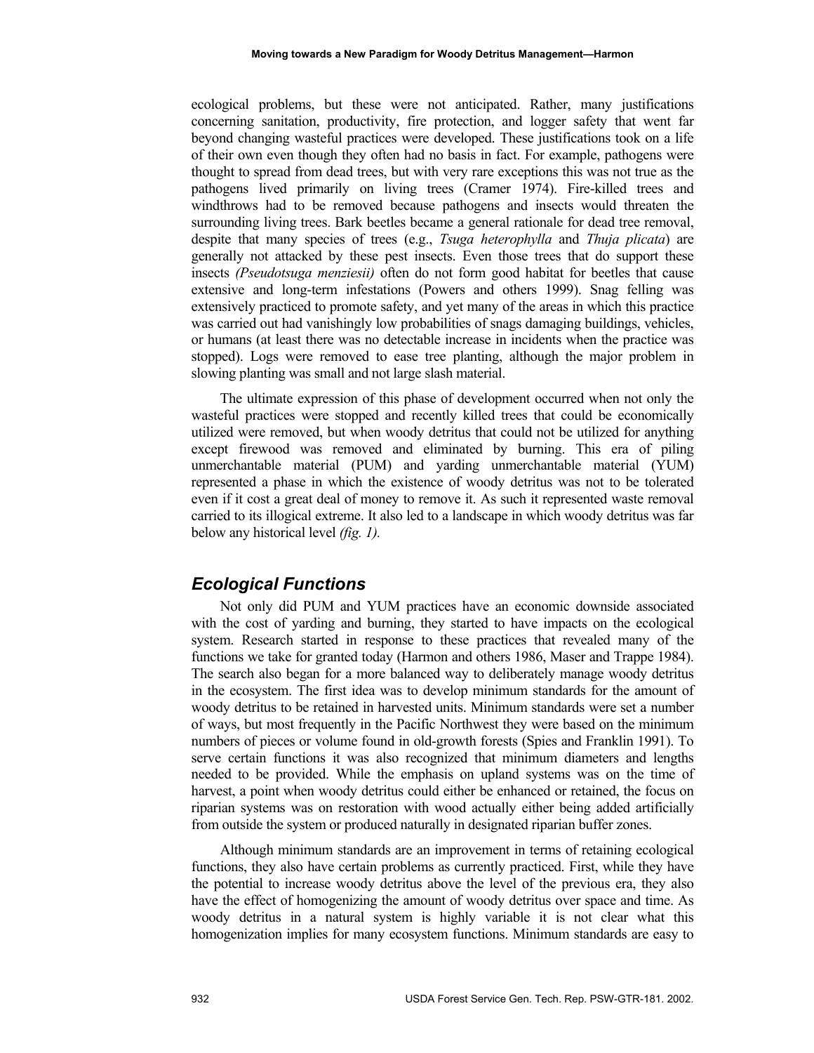ecological problems, but these were not anticipated. Rather, many justifications concerning sanitation, productivity, fire protection, and logger safety that went far beyond changing wasteful practices were developed. These justifications took on a life of their own even though they often had no basis in fact. For example, pathogens were thought to spread from dead trees, but with very rare exceptions this was not true as the pathogens lived primarily on living trees (Cramer 1974). Fire-killed trees and windthrows had to be removed because pathogens and insects would threaten the surrounding living trees. Bark beetles became a general rationale for dead tree removal, despite that many species of trees (e.g., *Tsuga heterophylla* and *Thuja plicata*) are generally not attacked by these pest insects. Even those trees that do support these insects *(Pseudotsuga menziesii)* often do not form good habitat for beetles that cause extensive and long-term infestations (Powers and others 1999). Snag felling was extensively practiced to promote safety, and yet many of the areas in which this practice was carried out had vanishingly low probabilities of snags damaging buildings, vehicles, or humans (at least there was no detectable increase in incidents when the practice was stopped). Logs were removed to ease tree planting, although the major problem in slowing planting was small and not large slash material.

The ultimate expression of this phase of development occurred when not only the wasteful practices were stopped and recently killed trees that could be economically utilized were removed, but when woody detritus that could not be utilized for anything except firewood was removed and eliminated by burning. This era of piling unmerchantable material (PUM) and yarding unmerchantable material (YUM) represented a phase in which the existence of woody detritus was not to be tolerated even if it cost a great deal of money to remove it. As such it represented waste removal carried to its illogical extreme. It also led to a landscape in which woody detritus was far below any historical level *(fig. 1).*

## *Ecological Functions*

Not only did PUM and YUM practices have an economic downside associated with the cost of yarding and burning, they started to have impacts on the ecological system. Research started in response to these practices that revealed many of the functions we take for granted today (Harmon and others 1986, Maser and Trappe 1984). The search also began for a more balanced way to deliberately manage woody detritus in the ecosystem. The first idea was to develop minimum standards for the amount of woody detritus to be retained in harvested units. Minimum standards were set a number of ways, but most frequently in the Pacific Northwest they were based on the minimum numbers of pieces or volume found in old-growth forests (Spies and Franklin 1991). To serve certain functions it was also recognized that minimum diameters and lengths needed to be provided. While the emphasis on upland systems was on the time of harvest, a point when woody detritus could either be enhanced or retained, the focus on riparian systems was on restoration with wood actually either being added artificially from outside the system or produced naturally in designated riparian buffer zones.

Although minimum standards are an improvement in terms of retaining ecological functions, they also have certain problems as currently practiced. First, while they have the potential to increase woody detritus above the level of the previous era, they also have the effect of homogenizing the amount of woody detritus over space and time. As woody detritus in a natural system is highly variable it is not clear what this homogenization implies for many ecosystem functions. Minimum standards are easy to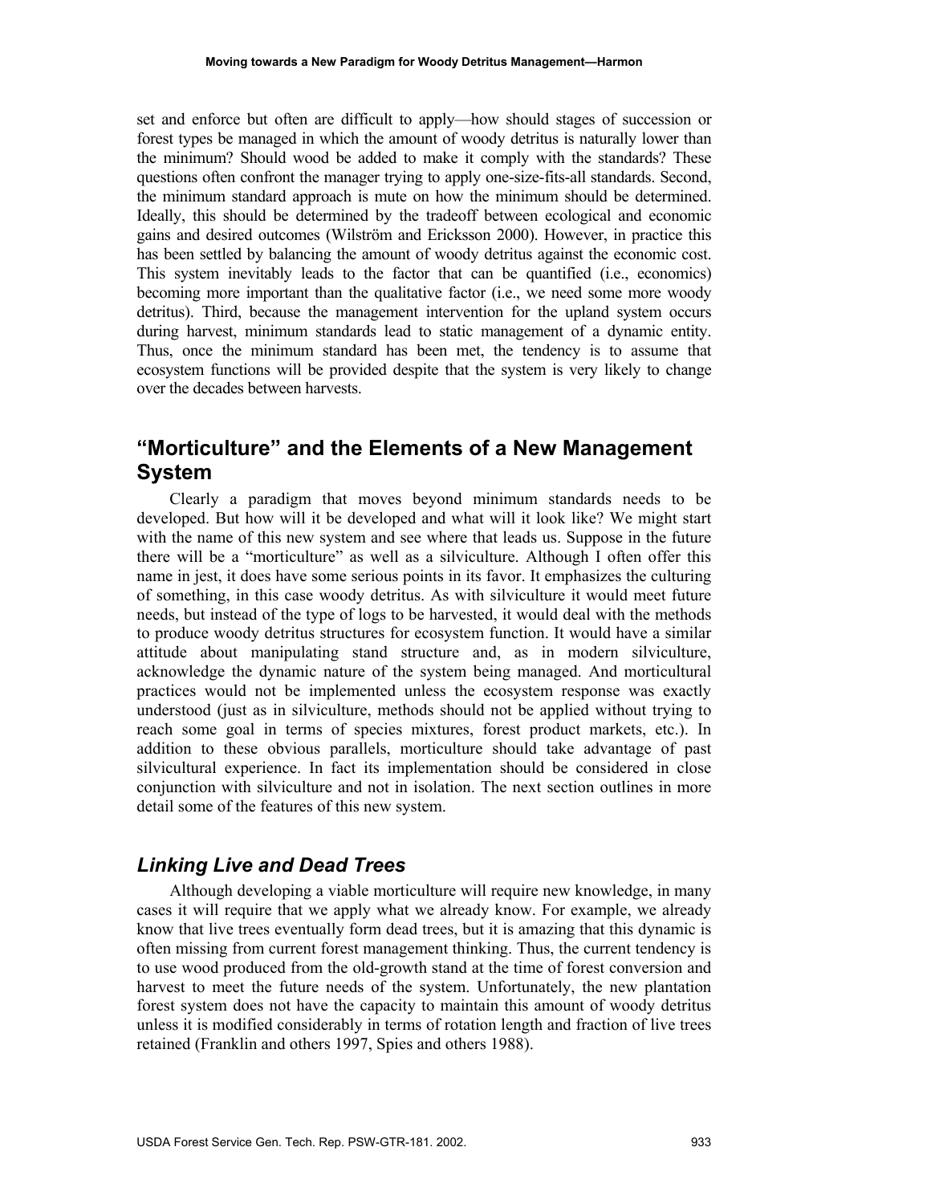set and enforce but often are difficult to apply—how should stages of succession or forest types be managed in which the amount of woody detritus is naturally lower than the minimum? Should wood be added to make it comply with the standards? These questions often confront the manager trying to apply one-size-fits-all standards. Second, the minimum standard approach is mute on how the minimum should be determined. Ideally, this should be determined by the tradeoff between ecological and economic gains and desired outcomes (Wilström and Ericksson 2000). However, in practice this has been settled by balancing the amount of woody detritus against the economic cost. This system inevitably leads to the factor that can be quantified (i.e., economics) becoming more important than the qualitative factor (i.e., we need some more woody detritus). Third, because the management intervention for the upland system occurs during harvest, minimum standards lead to static management of a dynamic entity. Thus, once the minimum standard has been met, the tendency is to assume that ecosystem functions will be provided despite that the system is very likely to change over the decades between harvests.

## "Morticulture" and the Elements of a New Management System

Clearly a paradigm that moves beyond minimum standards needs to be developed. But how will it be developed and what will it look like? We might start with the name of this new system and see where that leads us. Suppose in the future there will be a "morticulture" as well as a silviculture. Although I often offer this name in jest, it does have some serious points in its favor. It emphasizes the culturing of something, in this case woody detritus. As with silviculture it would meet future needs, but instead of the type of logs to be harvested, it would deal with the methods to produce woody detritus structures for ecosystem function. It would have a similar attitude about manipulating stand structure and, as in modern silviculture, acknowledge the dynamic nature of the system being managed. And morticultural practices would not be implemented unless the ecosystem response was exactly understood (just as in silviculture, methods should not be applied without trying to reach some goal in terms of species mixtures, forest product markets, etc.). In addition to these obvious parallels, morticulture should take advantage of past silvicultural experience. In fact its implementation should be considered in close conjunction with silviculture and not in isolation. The next section outlines in more detail some of the features of this new system.

### *Linking Live and Dead Trees*

Although developing a viable morticulture will require new knowledge, in many cases it will require that we apply what we already know. For example, we already know that live trees eventually form dead trees, but it is amazing that this dynamic is often missing from current forest management thinking. Thus, the current tendency is to use wood produced from the old-growth stand at the time of forest conversion and harvest to meet the future needs of the system. Unfortunately, the new plantation forest system does not have the capacity to maintain this amount of woody detritus unless it is modified considerably in terms of rotation length and fraction of live trees retained (Franklin and others 1997, Spies and others 1988).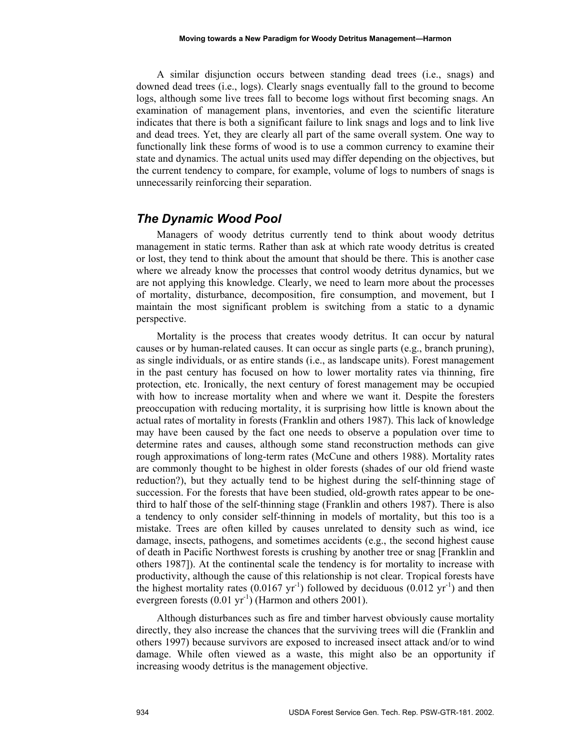A similar disjunction occurs between standing dead trees (i.e., snags) and downed dead trees (i.e., logs). Clearly snags eventually fall to the ground to become logs, although some live trees fall to become logs without first becoming snags. An examination of management plans, inventories, and even the scientific literature indicates that there is both a significant failure to link snags and logs and to link live and dead trees. Yet, they are clearly all part of the same overall system. One way to functionally link these forms of wood is to use a common currency to examine their state and dynamics. The actual units used may differ depending on the objectives, but the current tendency to compare, for example, volume of logs to numbers of snags is unnecessarily reinforcing their separation.

## *The Dynamic Wood Pool*

Managers of woody detritus currently tend to think about woody detritus management in static terms. Rather than ask at which rate woody detritus is created or lost, they tend to think about the amount that should be there. This is another case where we already know the processes that control woody detritus dynamics, but we are not applying this knowledge. Clearly, we need to learn more about the processes of mortality, disturbance, decomposition, fire consumption, and movement, but I maintain the most significant problem is switching from a static to a dynamic perspective.

Mortality is the process that creates woody detritus. It can occur by natural causes or by human-related causes. It can occur as single parts (e.g., branch pruning), as single individuals, or as entire stands (i.e., as landscape units). Forest management in the past century has focused on how to lower mortality rates via thinning, fire protection, etc. Ironically, the next century of forest management may be occupied with how to increase mortality when and where we want it. Despite the foresters preoccupation with reducing mortality, it is surprising how little is known about the actual rates of mortality in forests (Franklin and others 1987). This lack of knowledge may have been caused by the fact one needs to observe a population over time to determine rates and causes, although some stand reconstruction methods can give rough approximations of long-term rates (McCune and others 1988). Mortality rates are commonly thought to be highest in older forests (shades of our old friend waste reduction?), but they actually tend to be highest during the self-thinning stage of succession. For the forests that have been studied, old-growth rates appear to be one-third to half those of the self-thinning stage (Franklin and others 1987). There is also a tendency to only consider self-thinning in models of mortality, but this too is a mistake. Trees are often killed by causes unrelated to density such as wind, ice damage, insects, pathogens, and sometimes accidents (e.g., the second highest cause of death in Pacific Northwest forests is crushing by another tree or snag [Franklin and others 1987]). At the continental scale the tendency is for mortality to increase with productivity, although the cause of this relationship is not clear. Tropical forests have the highest mortality rates (0.0167 $yr^{-1}$) followed by deciduous (0.012 $yr^{-1}$) and then evergreen forests (0.01 $yr^{-1}$) (Harmon and others 2001).

Although disturbances such as fire and timber harvest obviously cause mortality directly, they also increase the chances that the surviving trees will die (Franklin and others 1997) because survivors are exposed to increased insect attack and/or to wind damage. While often viewed as a waste, this might also be an opportunity if increasing woody detritus is the management objective.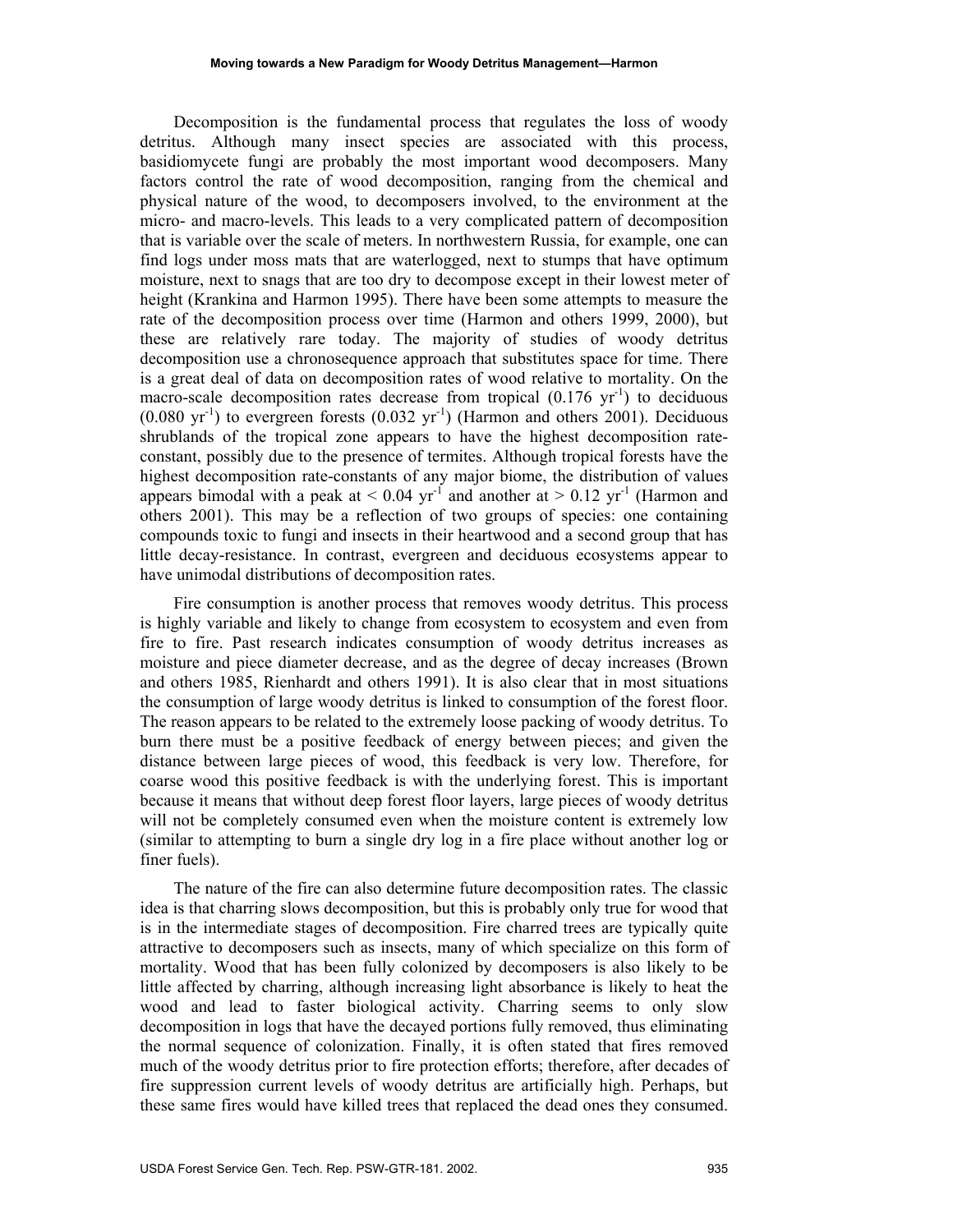Decomposition is the fundamental process that regulates the loss of woody detritus. Although many insect species are associated with this process, basidiomycete fungi are probably the most important wood decomposers. Many factors control the rate of wood decomposition, ranging from the chemical and physical nature of the wood, to decomposers involved, to the environment at the micro- and macro-levels. This leads to a very complicated pattern of decomposition that is variable over the scale of meters. In northwestern Russia, for example, one can find logs under moss mats that are waterlogged, next to stumps that have optimum moisture, next to snags that are too dry to decompose except in their lowest meter of height (Krankina and Harmon 1995). There have been some attempts to measure the rate of the decomposition process over time (Harmon and others 1999, 2000), but these are relatively rare today. The majority of studies of woody detritus decomposition use a chronosequence approach that substitutes space for time. There is a great deal of data on decomposition rates of wood relative to mortality. On the macro-scale decomposition rates decrease from tropical (0.176 $yr^{-1}$) to deciduous (0.080 $yr^{-1}$) to evergreen forests (0.032 $yr^{-1}$) (Harmon and others 2001). Deciduous shrublands of the tropical zone appears to have the highest decomposition rate-constant, possibly due to the presence of termites. Although tropical forests have the highest decomposition rate-constants of any major biome, the distribution of values appears bimodal with a peak at < 0.04 $yr^{-1}$ and another at > 0.12 $yr^{-1}$ (Harmon and others 2001). This may be a reflection of two groups of species: one containing compounds toxic to fungi and insects in their heartwood and a second group that has little decay-resistance. In contrast, evergreen and deciduous ecosystems appear to have unimodal distributions of decomposition rates.

Fire consumption is another process that removes woody detritus. This process is highly variable and likely to change from ecosystem to ecosystem and even from fire to fire. Past research indicates consumption of woody detritus increases as moisture and piece diameter decrease, and as the degree of decay increases (Brown and others 1985, Rienhardt and others 1991). It is also clear that in most situations the consumption of large woody detritus is linked to consumption of the forest floor. The reason appears to be related to the extremely loose packing of woody detritus. To burn there must be a positive feedback of energy between pieces; and given the distance between large pieces of wood, this feedback is very low. Therefore, for coarse wood this positive feedback is with the underlying forest. This is important because it means that without deep forest floor layers, large pieces of woody detritus will not be completely consumed even when the moisture content is extremely low (similar to attempting to burn a single dry log in a fire place without another log or finer fuels).

The nature of the fire can also determine future decomposition rates. The classic idea is that charring slows decomposition, but this is probably only true for wood that is in the intermediate stages of decomposition. Fire charred trees are typically quite attractive to decomposers such as insects, many of which specialize on this form of mortality. Wood that has been fully colonized by decomposers is also likely to be little affected by charring, although increasing light absorbance is likely to heat the wood and lead to faster biological activity. Charring seems to only slow decomposition in logs that have the decayed portions fully removed, thus eliminating the normal sequence of colonization. Finally, it is often stated that fires removed much of the woody detritus prior to fire protection efforts; therefore, after decades of fire suppression current levels of woody detritus are artificially high. Perhaps, but these same fires would have killed trees that replaced the dead ones they consumed.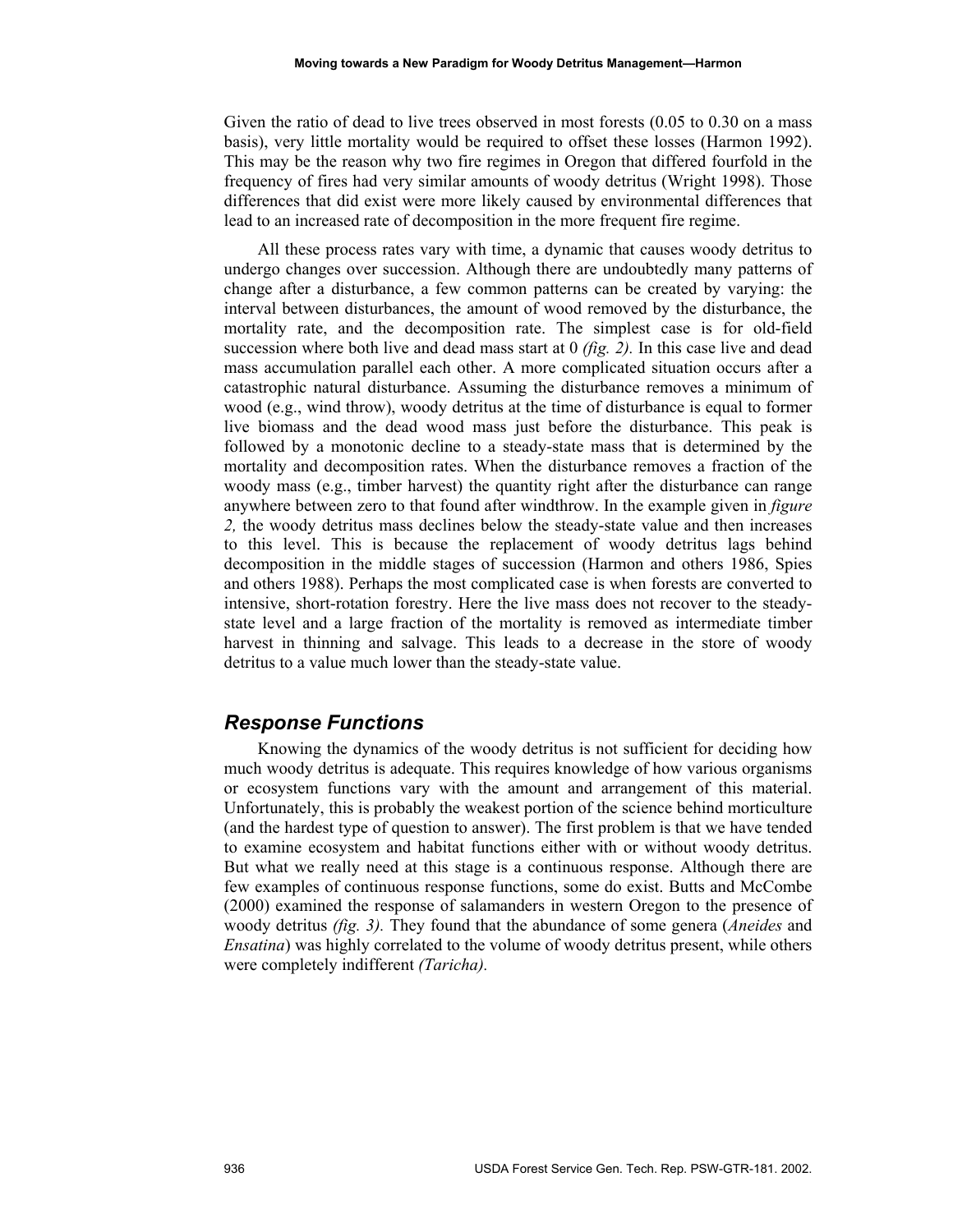Given the ratio of dead to live trees observed in most forests (0.05 to 0.30 on a mass basis), very little mortality would be required to offset these losses (Harmon 1992). This may be the reason why two fire regimes in Oregon that differed fourfold in the frequency of fires had very similar amounts of woody detritus (Wright 1998). Those differences that did exist were more likely caused by environmental differences that lead to an increased rate of decomposition in the more frequent fire regime.

All these process rates vary with time, a dynamic that causes woody detritus to undergo changes over succession. Although there are undoubtedly many patterns of change after a disturbance, a few common patterns can be created by varying: the interval between disturbances, the amount of wood removed by the disturbance, the mortality rate, and the decomposition rate. The simplest case is for old-field succession where both live and dead mass start at 0 *(fig. 2).* In this case live and dead mass accumulation parallel each other. A more complicated situation occurs after a catastrophic natural disturbance. Assuming the disturbance removes a minimum of wood (e.g., wind throw), woody detritus at the time of disturbance is equal to former live biomass and the dead wood mass just before the disturbance. This peak is followed by a monotonic decline to a steady-state mass that is determined by the mortality and decomposition rates. When the disturbance removes a fraction of the woody mass (e.g., timber harvest) the quantity right after the disturbance can range anywhere between zero to that found after windthrow. In the example given in *figure 2,* the woody detritus mass declines below the steady-state value and then increases to this level. This is because the replacement of woody detritus lags behind decomposition in the middle stages of succession (Harmon and others 1986, Spies and others 1988). Perhaps the most complicated case is when forests are converted to intensive, short-rotation forestry. Here the live mass does not recover to the steady-state level and a large fraction of the mortality is removed as intermediate timber harvest in thinning and salvage. This leads to a decrease in the store of woody detritus to a value much lower than the steady-state value.

## *Response Functions*

Knowing the dynamics of the woody detritus is not sufficient for deciding how much woody detritus is adequate. This requires knowledge of how various organisms or ecosystem functions vary with the amount and arrangement of this material. Unfortunately, this is probably the weakest portion of the science behind morticulture (and the hardest type of question to answer). The first problem is that we have tended to examine ecosystem and habitat functions either with or without woody detritus. But what we really need at this stage is a continuous response. Although there are few examples of continuous response functions, some do exist. Butts and McCombe (2000) examined the response of salamanders in western Oregon to the presence of woody detritus *(fig. 3).* They found that the abundance of some genera (*Aneides* and *Ensatina*) was highly correlated to the volume of woody detritus present, while others were completely indifferent *(Taricha).*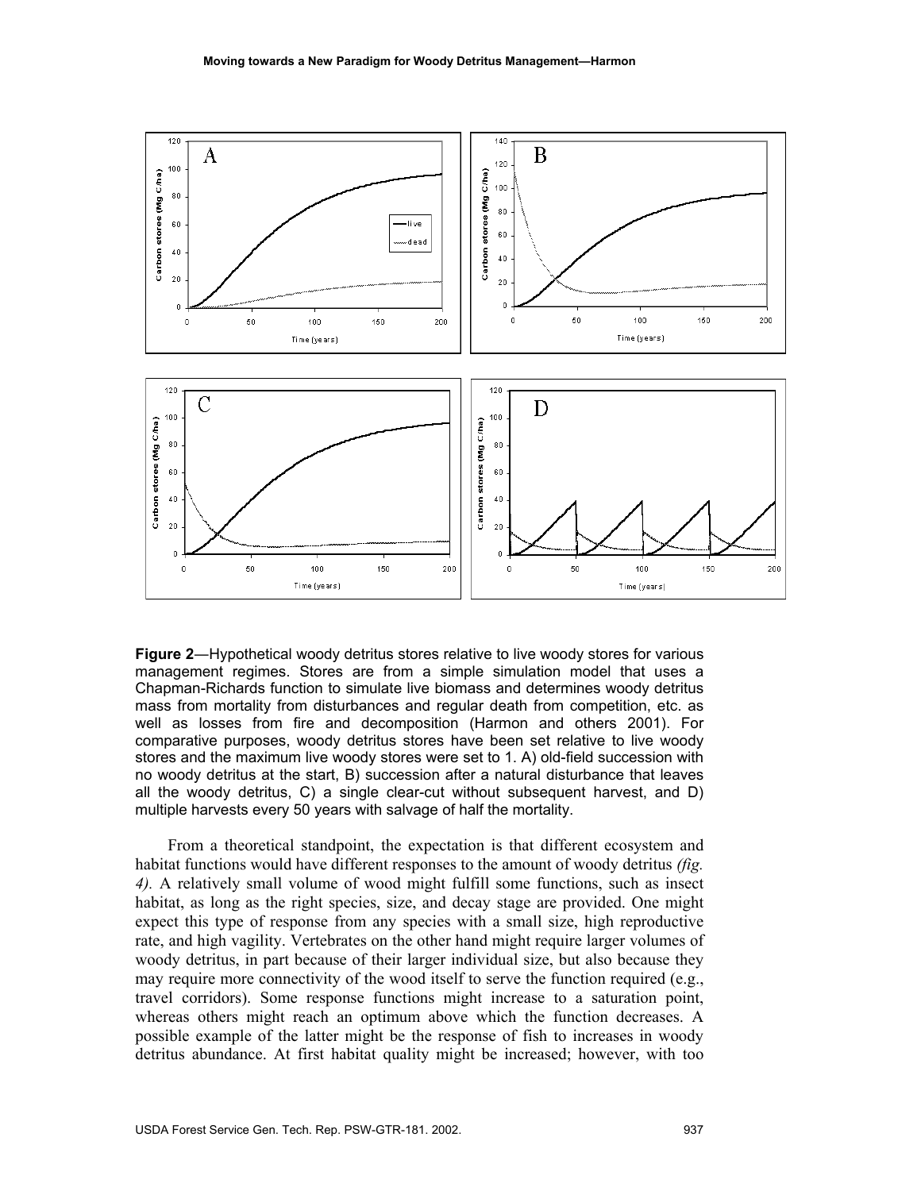**Figure 2**—Hypothetical woody detritus stores relative to live woody stores for various management regimes. Stores are from a simple simulation model that uses a Chapman-Richards function to simulate live biomass and determines woody detritus mass from mortality from disturbances and regular death from competition, etc. as well as losses from fire and decomposition (Harmon and others 2001). For comparative purposes, woody detritus stores have been set relative to live woody stores and the maximum live woody stores were set to 1. A) old-field succession with no woody detritus at the start, B) succession after a natural disturbance that leaves all the woody detritus, C) a single clear-cut without subsequent harvest, and D) multiple harvests every 50 years with salvage of half the mortality.

From a theoretical standpoint, the expectation is that different ecosystem and habitat functions would have different responses to the amount of woody detritus *(fig. 4).* A relatively small volume of wood might fulfill some functions, such as insect habitat, as long as the right species, size, and decay stage are provided. One might expect this type of response from any species with a small size, high reproductive rate, and high vagility. Vertebrates on the other hand might require larger volumes of woody detritus, in part because of their larger individual size, but also because they may require more connectivity of the wood itself to serve the function required (e.g., travel corridors). Some response functions might increase to a saturation point, whereas others might reach an optimum above which the function decreases. A possible example of the latter might be the response of fish to increases in woody detritus abundance. At first habitat quality might be increased; however, with too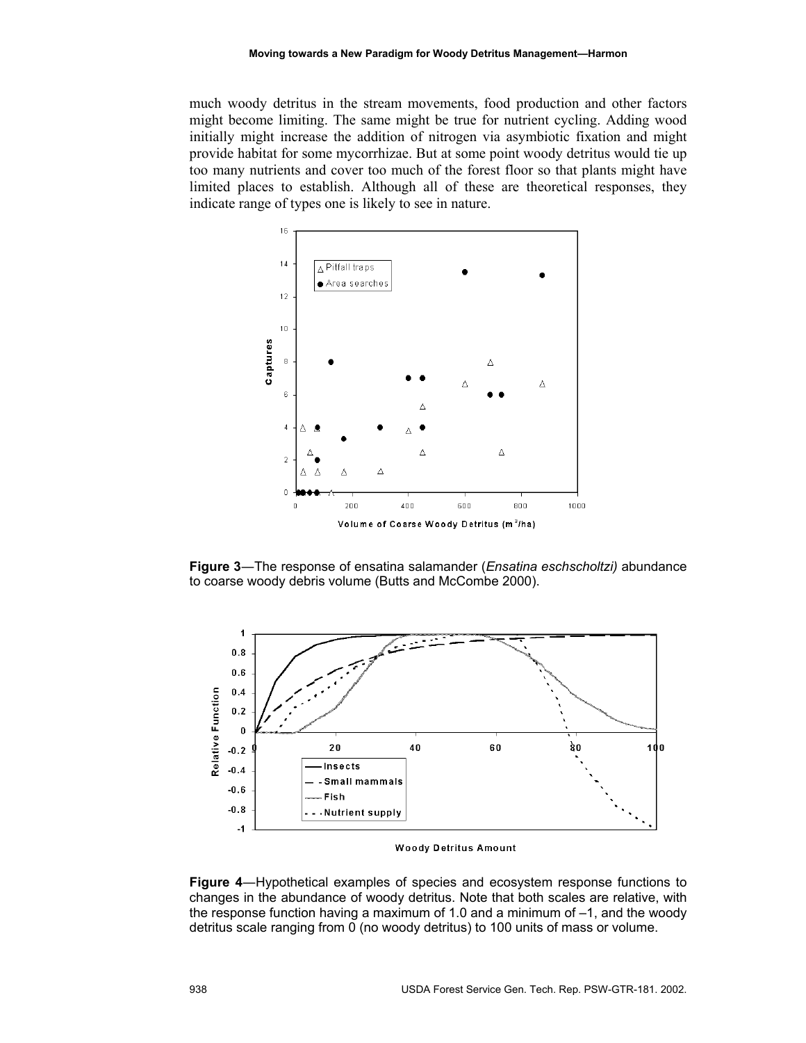much woody detritus in the stream movements, food production and other factors might become limiting. The same might be true for nutrient cycling. Adding wood initially might increase the addition of nitrogen via asymbiotic fixation and might provide habitat for some mycorrhizae. But at some point woody detritus would tie up too many nutrients and cover too much of the forest floor so that plants might have limited places to establish. Although all of these are theoretical responses, they indicate range of types one is likely to see in nature.

**Figure 3**—The response of ensatina salamander (*Ensatina eschscholtzi)* abundance to coarse woody debris volume (Butts and McCombe 2000).

**Figure 4**—Hypothetical examples of species and ecosystem response functions to changes in the abundance of woody detritus. Note that both scales are relative, with the response function having a maximum of 1.0 and a minimum of –1, and the woody detritus scale ranging from 0 (no woody detritus) to 100 units of mass or volume.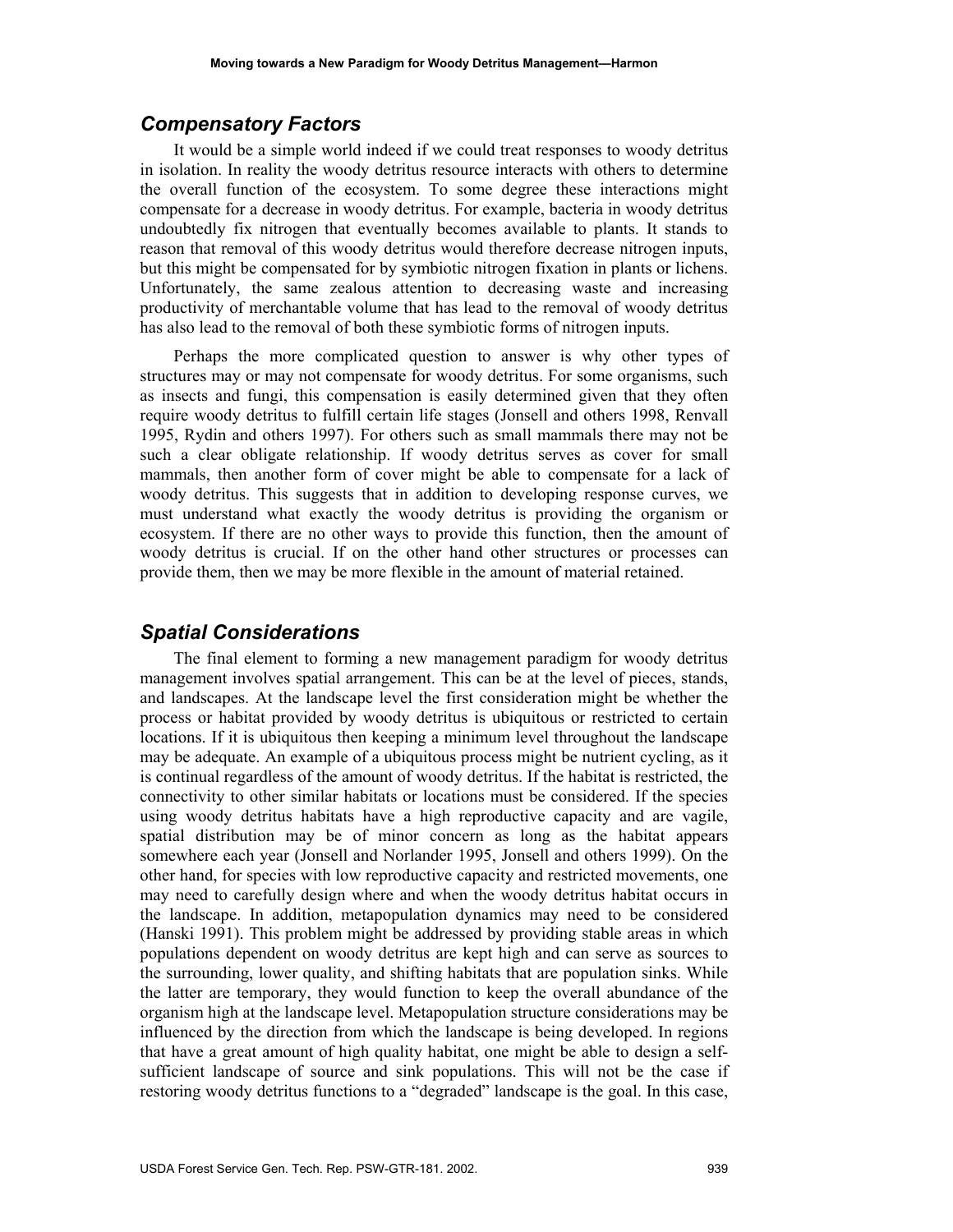## *Compensatory Factors*

It would be a simple world indeed if we could treat responses to woody detritus in isolation. In reality the woody detritus resource interacts with others to determine the overall function of the ecosystem. To some degree these interactions might compensate for a decrease in woody detritus. For example, bacteria in woody detritus undoubtedly fix nitrogen that eventually becomes available to plants. It stands to reason that removal of this woody detritus would therefore decrease nitrogen inputs, but this might be compensated for by symbiotic nitrogen fixation in plants or lichens. Unfortunately, the same zealous attention to decreasing waste and increasing productivity of merchantable volume that has lead to the removal of woody detritus has also lead to the removal of both these symbiotic forms of nitrogen inputs.

Perhaps the more complicated question to answer is why other types of structures may or may not compensate for woody detritus. For some organisms, such as insects and fungi, this compensation is easily determined given that they often require woody detritus to fulfill certain life stages (Jonsell and others 1998, Renvall 1995, Rydin and others 1997). For others such as small mammals there may not be such a clear obligate relationship. If woody detritus serves as cover for small mammals, then another form of cover might be able to compensate for a lack of woody detritus. This suggests that in addition to developing response curves, we must understand what exactly the woody detritus is providing the organism or ecosystem. If there are no other ways to provide this function, then the amount of woody detritus is crucial. If on the other hand other structures or processes can provide them, then we may be more flexible in the amount of material retained.

## *Spatial Considerations*

The final element to forming a new management paradigm for woody detritus management involves spatial arrangement. This can be at the level of pieces, stands, and landscapes. At the landscape level the first consideration might be whether the process or habitat provided by woody detritus is ubiquitous or restricted to certain locations. If it is ubiquitous then keeping a minimum level throughout the landscape may be adequate. An example of a ubiquitous process might be nutrient cycling, as it is continual regardless of the amount of woody detritus. If the habitat is restricted, the connectivity to other similar habitats or locations must be considered. If the species using woody detritus habitats have a high reproductive capacity and are vagile, spatial distribution may be of minor concern as long as the habitat appears somewhere each year (Jonsell and Norlander 1995, Jonsell and others 1999). On the other hand, for species with low reproductive capacity and restricted movements, one may need to carefully design where and when the woody detritus habitat occurs in the landscape. In addition, metapopulation dynamics may need to be considered (Hanski 1991). This problem might be addressed by providing stable areas in which populations dependent on woody detritus are kept high and can serve as sources to the surrounding, lower quality, and shifting habitats that are population sinks. While the latter are temporary, they would function to keep the overall abundance of the organism high at the landscape level. Metapopulation structure considerations may be influenced by the direction from which the landscape is being developed. In regions that have a great amount of high quality habitat, one might be able to design a self-sufficient landscape of source and sink populations. This will not be the case if restoring woody detritus functions to a "degraded" landscape is the goal. In this case,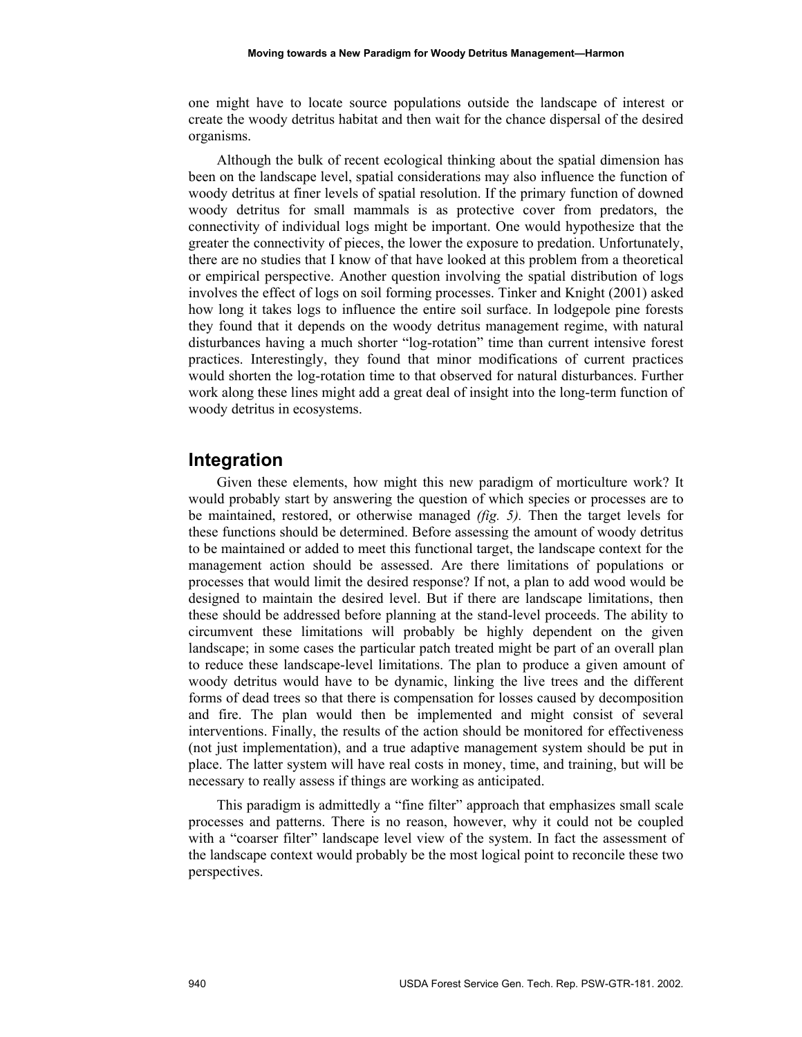one might have to locate source populations outside the landscape of interest or create the woody detritus habitat and then wait for the chance dispersal of the desired organisms.

Although the bulk of recent ecological thinking about the spatial dimension has been on the landscape level, spatial considerations may also influence the function of woody detritus at finer levels of spatial resolution. If the primary function of downed woody detritus for small mammals is as protective cover from predators, the connectivity of individual logs might be important. One would hypothesize that the greater the connectivity of pieces, the lower the exposure to predation. Unfortunately, there are no studies that I know of that have looked at this problem from a theoretical or empirical perspective. Another question involving the spatial distribution of logs involves the effect of logs on soil forming processes. Tinker and Knight (2001) asked how long it takes logs to influence the entire soil surface. In lodgepole pine forests they found that it depends on the woody detritus management regime, with natural disturbances having a much shorter "log-rotation" time than current intensive forest practices. Interestingly, they found that minor modifications of current practices would shorten the log-rotation time to that observed for natural disturbances. Further work along these lines might add a great deal of insight into the long-term function of woody detritus in ecosystems.

## Integration

Given these elements, how might this new paradigm of morticulture work? It would probably start by answering the question of which species or processes are to be maintained, restored, or otherwise managed *(fig. 5).* Then the target levels for these functions should be determined. Before assessing the amount of woody detritus to be maintained or added to meet this functional target, the landscape context for the management action should be assessed. Are there limitations of populations or processes that would limit the desired response? If not, a plan to add wood would be designed to maintain the desired level. But if there are landscape limitations, then these should be addressed before planning at the stand-level proceeds. The ability to circumvent these limitations will probably be highly dependent on the given landscape; in some cases the particular patch treated might be part of an overall plan to reduce these landscape-level limitations. The plan to produce a given amount of woody detritus would have to be dynamic, linking the live trees and the different forms of dead trees so that there is compensation for losses caused by decomposition and fire. The plan would then be implemented and might consist of several interventions. Finally, the results of the action should be monitored for effectiveness (not just implementation), and a true adaptive management system should be put in place. The latter system will have real costs in money, time, and training, but will be necessary to really assess if things are working as anticipated.

This paradigm is admittedly a "fine filter" approach that emphasizes small scale processes and patterns. There is no reason, however, why it could not be coupled with a "coarser filter" landscape level view of the system. In fact the assessment of the landscape context would probably be the most logical point to reconcile these two perspectives.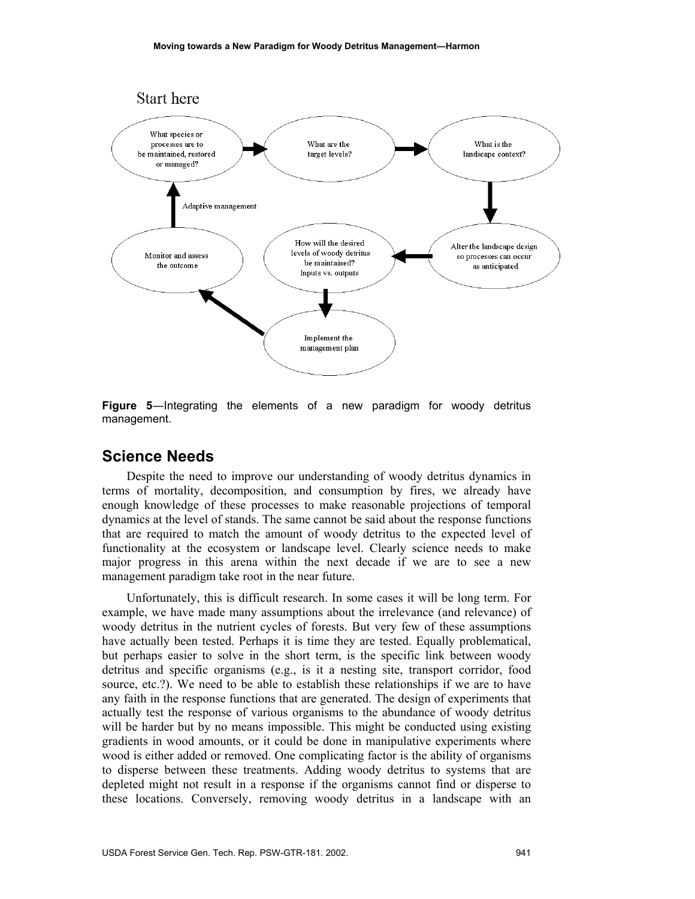Start here

- What species or processes are to be maintained, restored or managed?
- What are the target levels?
- What is the landscape context?
- Alter the landscape design so processes can occur as anticipated
- How will the desired levels of woody detritus be maintained? Inputs vs. outputs
- Implement the management plan
- Monitor and assess the outcome
- Adaptive management

**Figure 5**—Integrating the elements of a new paradigm for woody detritus management.

## Science Needs

Despite the need to improve our understanding of woody detritus dynamics in terms of mortality, decomposition, and consumption by fires, we already have enough knowledge of these processes to make reasonable projections of temporal dynamics at the level of stands. The same cannot be said about the response functions that are required to match the amount of woody detritus to the expected level of functionality at the ecosystem or landscape level. Clearly science needs to make major progress in this arena within the next decade if we are to see a new management paradigm take root in the near future.

Unfortunately, this is difficult research. In some cases it will be long term. For example, we have made many assumptions about the irrelevance (and relevance) of woody detritus in the nutrient cycles of forests. But very few of these assumptions have actually been tested. Perhaps it is time they are tested. Equally problematical, but perhaps easier to solve in the short term, is the specific link between woody detritus and specific organisms (e.g., is it a nesting site, transport corridor, food source, etc.?). We need to be able to establish these relationships if we are to have any faith in the response functions that are generated. The design of experiments that actually test the response of various organisms to the abundance of woody detritus will be harder but by no means impossible. This might be conducted using existing gradients in wood amounts, or it could be done in manipulative experiments where wood is either added or removed. One complicating factor is the ability of organisms to disperse between these treatments. Adding woody detritus to systems that are depleted might not result in a response if the organisms cannot find or disperse to these locations. Conversely, removing woody detritus in a landscape with an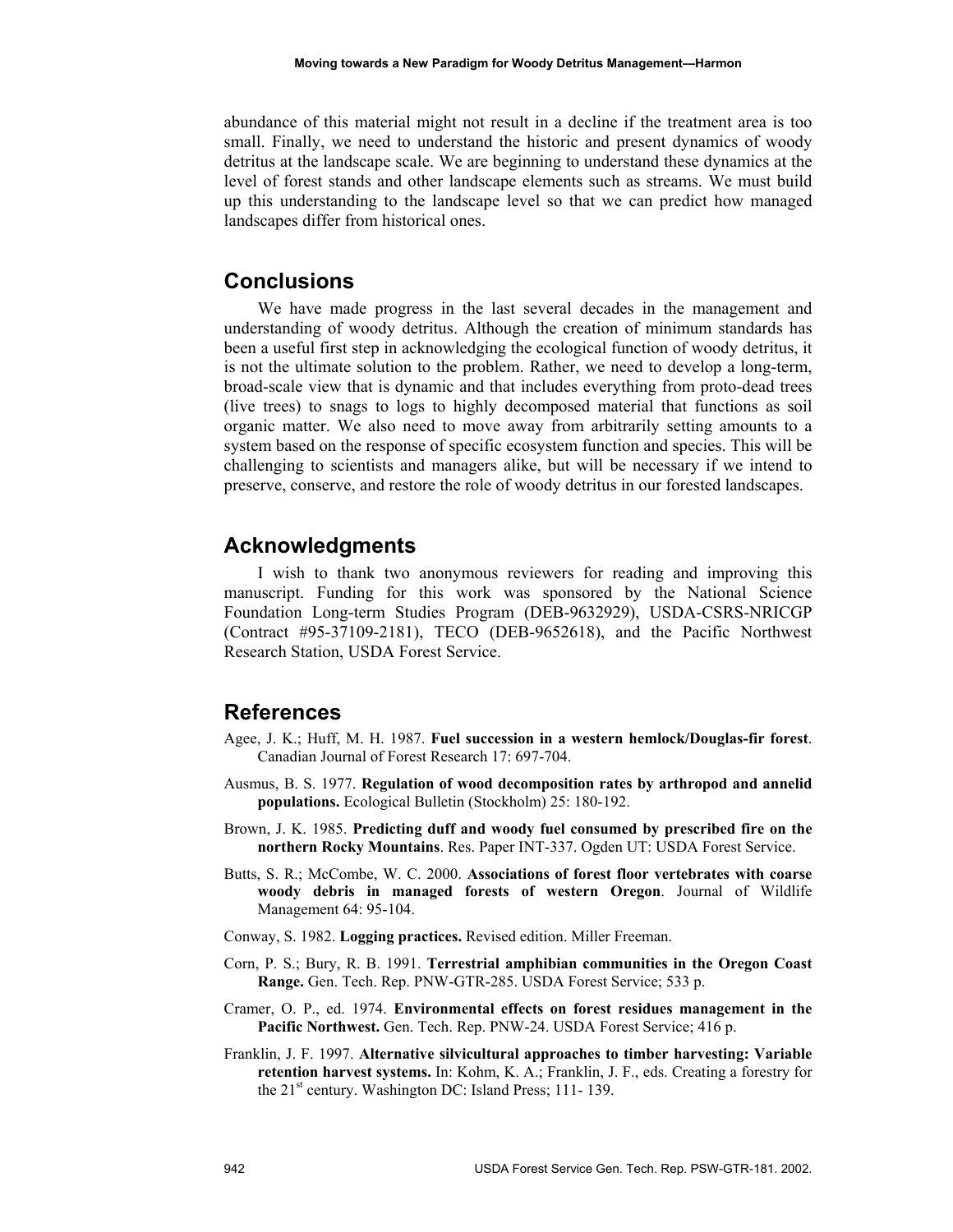abundance of this material might not result in a decline if the treatment area is too small. Finally, we need to understand the historic and present dynamics of woody detritus at the landscape scale. We are beginning to understand these dynamics at the level of forest stands and other landscape elements such as streams. We must build up this understanding to the landscape level so that we can predict how managed landscapes differ from historical ones.

## Conclusions

We have made progress in the last several decades in the management and understanding of woody detritus. Although the creation of minimum standards has been a useful first step in acknowledging the ecological function of woody detritus, it is not the ultimate solution to the problem. Rather, we need to develop a long-term, broad-scale view that is dynamic and that includes everything from proto-dead trees (live trees) to snags to logs to highly decomposed material that functions as soil organic matter. We also need to move away from arbitrarily setting amounts to a system based on the response of specific ecosystem function and species. This will be challenging to scientists and managers alike, but will be necessary if we intend to preserve, conserve, and restore the role of woody detritus in our forested landscapes.

## Acknowledgments

I wish to thank two anonymous reviewers for reading and improving this manuscript. Funding for this work was sponsored by the National Science Foundation Long-term Studies Program (DEB-9632929), USDA-CSRS-NRICGP (Contract #95-37109-2181), TECO (DEB-9652618), and the Pacific Northwest Research Station, USDA Forest Service.

## References

Agee, J. K.; Huff, M. H. 1987. **Fuel succession in a western hemlock/Douglas-fir forest**. Canadian Journal of Forest Research 17: 697-704.

Ausmus, B. S. 1977. **Regulation of wood decomposition rates by arthropod and annelid populations.** Ecological Bulletin (Stockholm) 25: 180-192.

Brown, J. K. 1985. **Predicting duff and woody fuel consumed by prescribed fire on the northern Rocky Mountains**. Res. Paper INT-337. Ogden UT: USDA Forest Service.

Butts, S. R.; McCombe, W. C. 2000. **Associations of forest floor vertebrates with coarse woody debris in managed forests of western Oregon**. Journal of Wildlife Management 64: 95-104.

Conway, S. 1982. **Logging practices.** Revised edition. Miller Freeman.

Corn, P. S.; Bury, R. B. 1991. **Terrestrial amphibian communities in the Oregon Coast Range.** Gen. Tech. Rep. PNW-GTR-285. USDA Forest Service; 533 p.

Cramer, O. P., ed. 1974. **Environmental effects on forest residues management in the Pacific Northwest.** Gen. Tech. Rep. PNW-24. USDA Forest Service; 416 p.

Franklin, J. F. 1997. **Alternative silvicultural approaches to timber harvesting: Variable retention harvest systems.** In: Kohm, K. A.; Franklin, J. F., eds. Creating a forestry for the 21st century. Washington DC: Island Press; 111- 139.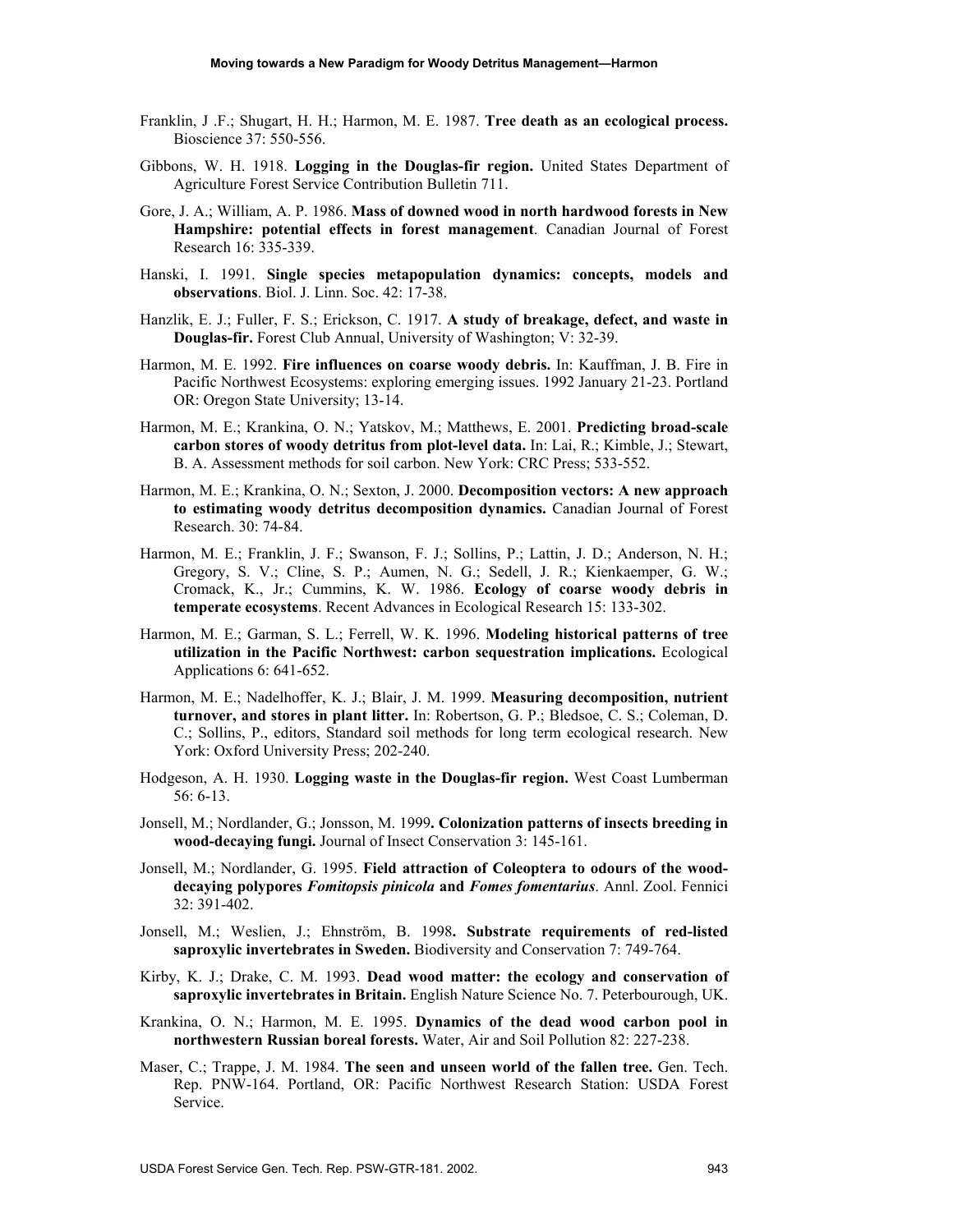Franklin, J .F.; Shugart, H. H.; Harmon, M. E. 1987. **Tree death as an ecological process.** Bioscience 37: 550-556.

Gibbons, W. H. 1918. **Logging in the Douglas-fir region.** United States Department of Agriculture Forest Service Contribution Bulletin 711.

Gore, J. A.; William, A. P. 1986. **Mass of downed wood in north hardwood forests in New Hampshire: potential effects in forest management**. Canadian Journal of Forest Research 16: 335-339.

Hanski, I. 1991. **Single species metapopulation dynamics: concepts, models and observations**. Biol. J. Linn. Soc. 42: 17-38.

Hanzlik, E. J.; Fuller, F. S.; Erickson, C. 1917. **A study of breakage, defect, and waste in Douglas-fir.** Forest Club Annual, University of Washington; V: 32-39.

Harmon, M. E. 1992. **Fire influences on coarse woody debris.** In: Kauffman, J. B. Fire in Pacific Northwest Ecosystems: exploring emerging issues. 1992 January 21-23. Portland OR: Oregon State University; 13-14.

Harmon, M. E.; Krankina, O. N.; Yatskov, M.; Matthews, E. 2001. **Predicting broad-scale carbon stores of woody detritus from plot-level data.** In: Lai, R.; Kimble, J.; Stewart, B. A. Assessment methods for soil carbon. New York: CRC Press; 533-552.

Harmon, M. E.; Krankina, O. N.; Sexton, J. 2000. **Decomposition vectors: A new approach to estimating woody detritus decomposition dynamics.** Canadian Journal of Forest Research. 30: 74-84.

Harmon, M. E.; Franklin, J. F.; Swanson, F. J.; Sollins, P.; Lattin, J. D.; Anderson, N. H.; Gregory, S. V.; Cline, S. P.; Aumen, N. G.; Sedell, J. R.; Kienkaemper, G. W.; Cromack, K., Jr.; Cummins, K. W. 1986. **Ecology of coarse woody debris in temperate ecosystems**. Recent Advances in Ecological Research 15: 133-302.

Harmon, M. E.; Garman, S. L.; Ferrell, W. K. 1996. **Modeling historical patterns of tree utilization in the Pacific Northwest: carbon sequestration implications.** Ecological Applications 6: 641-652.

Harmon, M. E.; Nadelhoffer, K. J.; Blair, J. M. 1999. **Measuring decomposition, nutrient turnover, and stores in plant litter.** In: Robertson, G. P.; Bledsoe, C. S.; Coleman, D. C.; Sollins, P., editors, Standard soil methods for long term ecological research. New York: Oxford University Press; 202-240.

Hodgeson, A. H. 1930. **Logging waste in the Douglas-fir region.** West Coast Lumberman 56: 6-13.

Jonsell, M.; Nordlander, G.; Jonsson, M. 1999**. Colonization patterns of insects breeding in wood-decaying fungi.** Journal of Insect Conservation 3: 145-161.

Jonsell, M.; Nordlander, G. 1995. **Field attraction of Coleoptera to odours of the wood-decaying polypores *Fomitopsis pinicola* and *Fomes fomentarius***. Annl. Zool. Fennici 32: 391-402.

Jonsell, M.; Weslien, J.; Ehnström, B. 1998**. Substrate requirements of red-listed saproxylic invertebrates in Sweden.** Biodiversity and Conservation 7: 749-764.

Kirby, K. J.; Drake, C. M. 1993. **Dead wood matter: the ecology and conservation of saproxylic invertebrates in Britain.** English Nature Science No. 7. Peterbourough, UK.

Krankina, O. N.; Harmon, M. E. 1995. **Dynamics of the dead wood carbon pool in northwestern Russian boreal forests.** Water, Air and Soil Pollution 82: 227-238.

Maser, C.; Trappe, J. M. 1984. **The seen and unseen world of the fallen tree.** Gen. Tech. Rep. PNW-164. Portland, OR: Pacific Northwest Research Station: USDA Forest Service.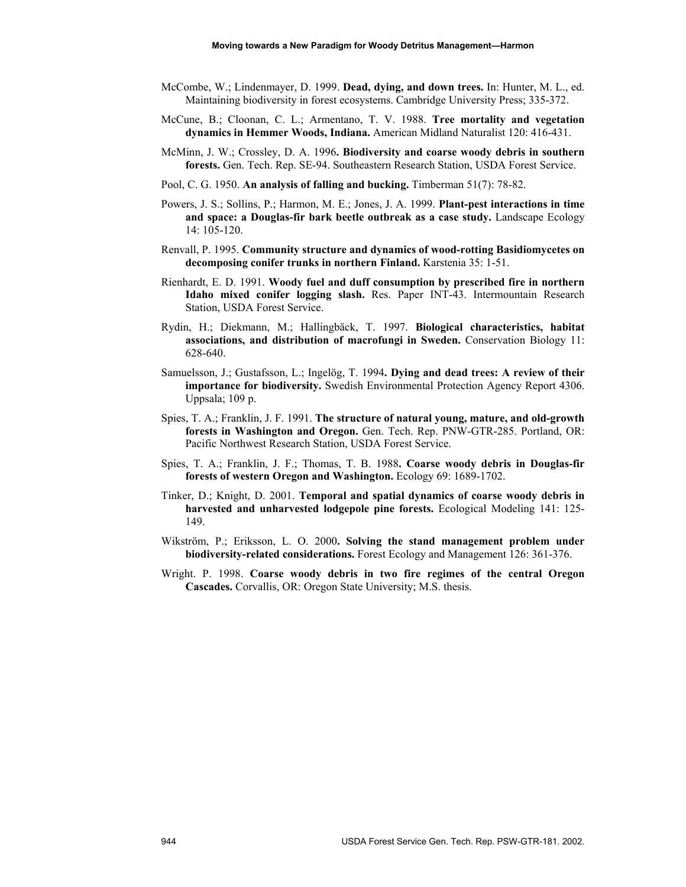McCombe, W.; Lindenmayer, D. 1999. **Dead, dying, and down trees.** In: Hunter, M. L., ed. Maintaining biodiversity in forest ecosystems. Cambridge University Press; 335-372.

McCune, B.; Cloonan, C. L.; Armentano, T. V. 1988. **Tree mortality and vegetation dynamics in Hemmer Woods, Indiana.** American Midland Naturalist 120: 416-431.

McMinn, J. W.; Crossley, D. A. 1996**. Biodiversity and coarse woody debris in southern forests.** Gen. Tech. Rep. SE-94. Southeastern Research Station, USDA Forest Service.

Pool, C. G. 1950. **An analysis of falling and bucking.** Timberman 51(7): 78-82.

Powers, J. S.; Sollins, P.; Harmon, M. E.; Jones, J. A. 1999. **Plant-pest interactions in time and space: a Douglas-fir bark beetle outbreak as a case study.** Landscape Ecology 14: 105-120.

Renvall, P. 1995. **Community structure and dynamics of wood-rotting Basidiomycetes on decomposing conifer trunks in northern Finland.** Karstenia 35: 1-51.

Rienhardt, E. D. 1991. **Woody fuel and duff consumption by prescribed fire in northern Idaho mixed conifer logging slash.** Res. Paper INT-43. Intermountain Research Station, USDA Forest Service.

Rydin, H.; Diekmann, M.; Hallingbäck, T. 1997. **Biological characteristics, habitat associations, and distribution of macrofungi in Sweden.** Conservation Biology 11: 628-640.

Samuelsson, J.; Gustafsson, L.; Ingelög, T. 1994**. Dying and dead trees: A review of their importance for biodiversity.** Swedish Environmental Protection Agency Report 4306. Uppsala; 109 p.

Spies, T. A.; Franklin, J. F. 1991. **The structure of natural young, mature, and old-growth forests in Washington and Oregon.** Gen. Tech. Rep. PNW-GTR-285. Portland, OR: Pacific Northwest Research Station, USDA Forest Service.

Spies, T. A.; Franklin, J. F.; Thomas, T. B. 1988**. Coarse woody debris in Douglas-fir forests of western Oregon and Washington.** Ecology 69: 1689-1702.

Tinker, D.; Knight, D. 2001. **Temporal and spatial dynamics of coarse woody debris in harvested and unharvested lodgepole pine forests.** Ecological Modeling 141: 125-149.

Wikström, P.; Eriksson, L. O. 2000**. Solving the stand management problem under biodiversity-related considerations.** Forest Ecology and Management 126: 361-376.

Wright. P. 1998. **Coarse woody debris in two fire regimes of the central Oregon Cascades.** Corvallis, OR: Oregon State University; M.S. thesis.